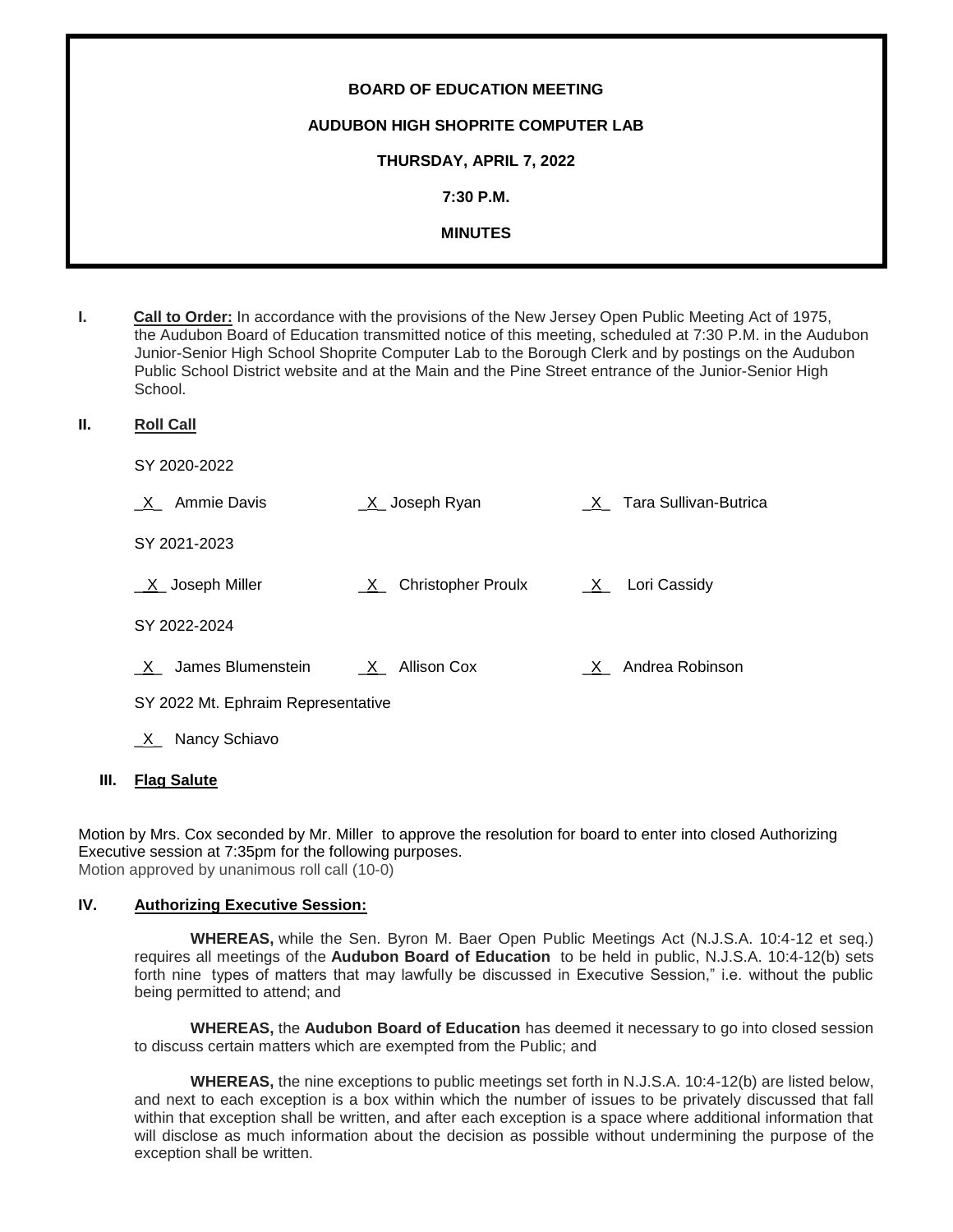**BOARD OF EDUCATION MEETING**

**AUDUBON HIGH SHOPRITE COMPUTER LAB**

**THURSDAY, APRIL 7, 2022**

**7:30 P.M.**

**MINUTES**

**I. Call to Order:** In accordance with the provisions of the New Jersey Open Public Meeting Act of 1975, the Audubon Board of Education transmitted notice of this meeting, scheduled at 7:30 P.M. in the Audubon Junior-Senior High School Shoprite Computer Lab to the Borough Clerk and by postings on the Audubon Public School District website and at the Main and the Pine Street entrance of the Junior-Senior High School.

**II. Roll Call**

SY 2020-2022

_X_ Ammie Davis _X_ Joseph Ryan _X_ Tara Sullivan-Butrica

SY 2021-2023

_X_ Joseph Miller _X_ Christopher Proulx _X_ Lori Cassidy

SY 2022-2024

_X_ James Blumenstein _X_ Allison Cox _X_ Andrea Robinson

SY 2022 Mt. Ephraim Representative

_X_ Nancy Schiavo

**III. Flag Salute**

Motion by Mrs. Cox seconded by Mr. Miller to approve the resolution for board to enter into closed Authorizing Executive session at 7:35pm for the following purposes.
Motion approved by unanimous roll call (10-0)

**IV. Authorizing Executive Session:**

**WHEREAS,** while the Sen. Byron M. Baer Open Public Meetings Act (N.J.S.A. 10:4-12 et seq.) requires all meetings of the **Audubon Board of Education** to be held in public, N.J.S.A. 10:4-12(b) sets forth nine types of matters that may lawfully be discussed in Executive Session," i.e. without the public being permitted to attend; and

**WHEREAS,** the **Audubon Board of Education** has deemed it necessary to go into closed session to discuss certain matters which are exempted from the Public; and

**WHEREAS,** the nine exceptions to public meetings set forth in N.J.S.A. 10:4-12(b) are listed below, and next to each exception is a box within which the number of issues to be privately discussed that fall within that exception shall be written, and after each exception is a space where additional information that will disclose as much information about the decision as possible without undermining the purpose of the exception shall be written.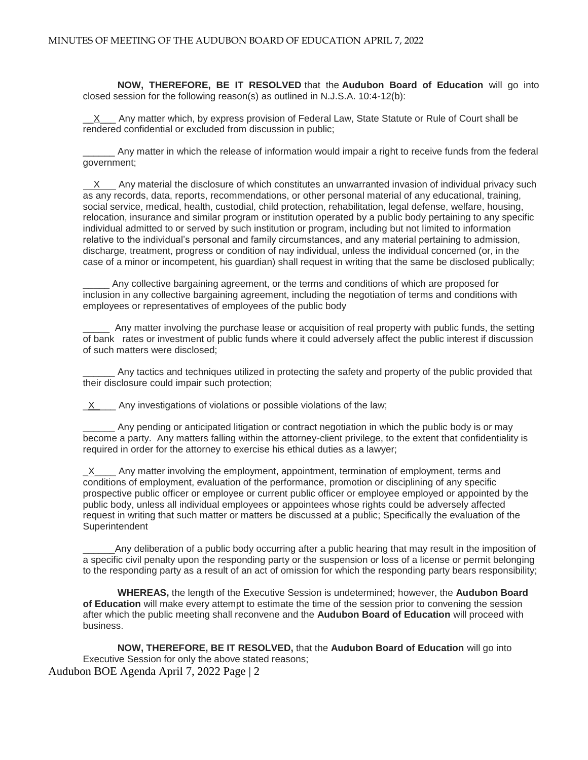**NOW, THEREFORE, BE IT RESOLVED** that the **Audubon Board of Education** will go into closed session for the following reason(s) as outlined in N.J.S.A. 10:4-12(b):

__X___ Any matter which, by express provision of Federal Law, State Statute or Rule of Court shall be rendered confidential or excluded from discussion in public;

______ Any matter in which the release of information would impair a right to receive funds from the federal government;

__X___ Any material the disclosure of which constitutes an unwarranted invasion of individual privacy such as any records, data, reports, recommendations, or other personal material of any educational, training, social service, medical, health, custodial, child protection, rehabilitation, legal defense, welfare, housing, relocation, insurance and similar program or institution operated by a public body pertaining to any specific individual admitted to or served by such institution or program, including but not limited to information relative to the individual's personal and family circumstances, and any material pertaining to admission, discharge, treatment, progress or condition of nay individual, unless the individual concerned (or, in the case of a minor or incompetent, his guardian) shall request in writing that the same be disclosed publically;

_____ Any collective bargaining agreement, or the terms and conditions of which are proposed for inclusion in any collective bargaining agreement, including the negotiation of terms and conditions with employees or representatives of employees of the public body

_____ Any matter involving the purchase lease or acquisition of real property with public funds, the setting of bank rates or investment of public funds where it could adversely affect the public interest if discussion of such matters were disclosed;

______ Any tactics and techniques utilized in protecting the safety and property of the public provided that their disclosure could impair such protection;

_X____ Any investigations of violations or possible violations of the law;

______ Any pending or anticipated litigation or contract negotiation in which the public body is or may become a party. Any matters falling within the attorney-client privilege, to the extent that confidentiality is required in order for the attorney to exercise his ethical duties as a lawyer;

_X____ Any matter involving the employment, appointment, termination of employment, terms and conditions of employment, evaluation of the performance, promotion or disciplining of any specific prospective public officer or employee or current public officer or employee employed or appointed by the public body, unless all individual employees or appointees whose rights could be adversely affected request in writing that such matter or matters be discussed at a public; Specifically the evaluation of the Superintendent

______Any deliberation of a public body occurring after a public hearing that may result in the imposition of a specific civil penalty upon the responding party or the suspension or loss of a license or permit belonging to the responding party as a result of an act of omission for which the responding party bears responsibility;

**WHEREAS,** the length of the Executive Session is undetermined; however, the **Audubon Board of Education** will make every attempt to estimate the time of the session prior to convening the session after which the public meeting shall reconvene and the **Audubon Board of Education** will proceed with business.

**NOW, THEREFORE, BE IT RESOLVED,** that the **Audubon Board of Education** will go into Executive Session for only the above stated reasons;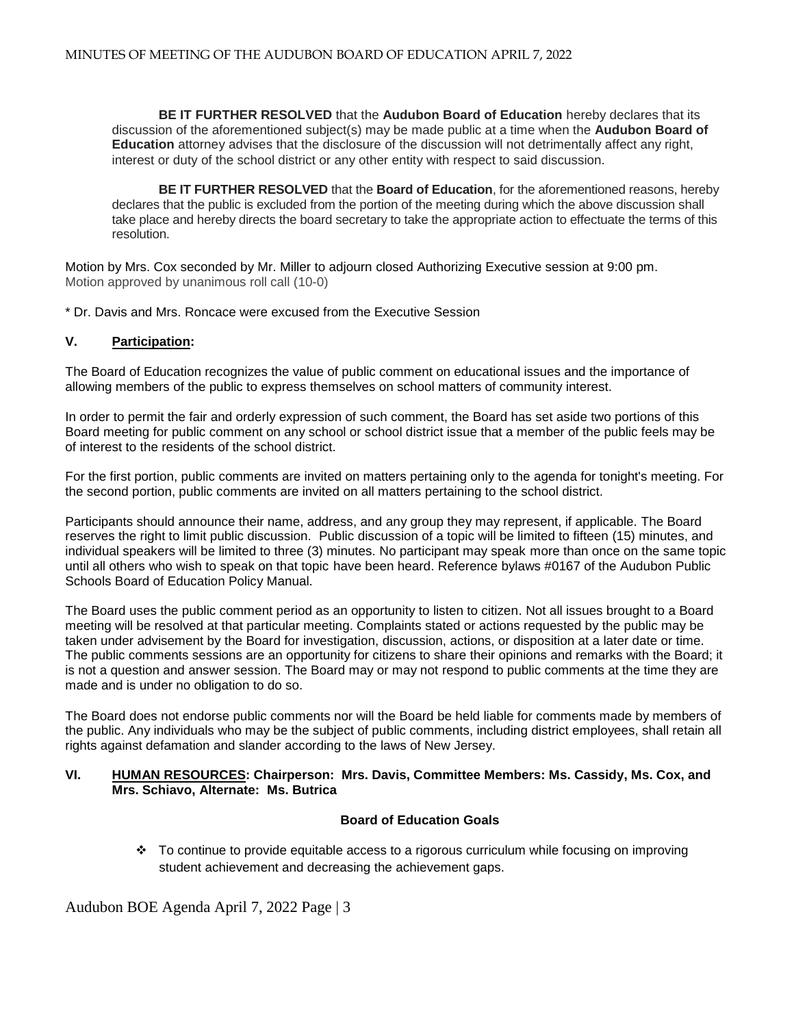**BE IT FURTHER RESOLVED** that the **Audubon Board of Education** hereby declares that its discussion of the aforementioned subject(s) may be made public at a time when the **Audubon Board of Education** attorney advises that the disclosure of the discussion will not detrimentally affect any right, interest or duty of the school district or any other entity with respect to said discussion.

**BE IT FURTHER RESOLVED** that the **Board of Education**, for the aforementioned reasons, hereby declares that the public is excluded from the portion of the meeting during which the above discussion shall take place and hereby directs the board secretary to take the appropriate action to effectuate the terms of this resolution.

Motion by Mrs. Cox seconded by Mr. Miller to adjourn closed Authorizing Executive session at 9:00 pm.
Motion approved by unanimous roll call (10-0)

* Dr. Davis and Mrs. Roncace were excused from the Executive Session

## V. Participation:

The Board of Education recognizes the value of public comment on educational issues and the importance of allowing members of the public to express themselves on school matters of community interest.

In order to permit the fair and orderly expression of such comment, the Board has set aside two portions of this Board meeting for public comment on any school or school district issue that a member of the public feels may be of interest to the residents of the school district.

For the first portion, public comments are invited on matters pertaining only to the agenda for tonight's meeting. For the second portion, public comments are invited on all matters pertaining to the school district.

Participants should announce their name, address, and any group they may represent, if applicable. The Board reserves the right to limit public discussion. Public discussion of a topic will be limited to fifteen (15) minutes, and individual speakers will be limited to three (3) minutes. No participant may speak more than once on the same topic until all others who wish to speak on that topic have been heard. Reference bylaws #0167 of the Audubon Public Schools Board of Education Policy Manual.

The Board uses the public comment period as an opportunity to listen to citizen. Not all issues brought to a Board meeting will be resolved at that particular meeting. Complaints stated or actions requested by the public may be taken under advisement by the Board for investigation, discussion, actions, or disposition at a later date or time. The public comments sessions are an opportunity for citizens to share their opinions and remarks with the Board; it is not a question and answer session. The Board may or may not respond to public comments at the time they are made and is under no obligation to do so.

The Board does not endorse public comments nor will the Board be held liable for comments made by members of the public. Any individuals who may be the subject of public comments, including district employees, shall retain all rights against defamation and slander according to the laws of New Jersey.

## VI. HUMAN RESOURCES: Chairperson: Mrs. Davis, Committee Members: Ms. Cassidy, Ms. Cox, and Mrs. Schiavo, Alternate: Ms. Butrica

**Board of Education Goals**

- To continue to provide equitable access to a rigorous curriculum while focusing on improving student achievement and decreasing the achievement gaps.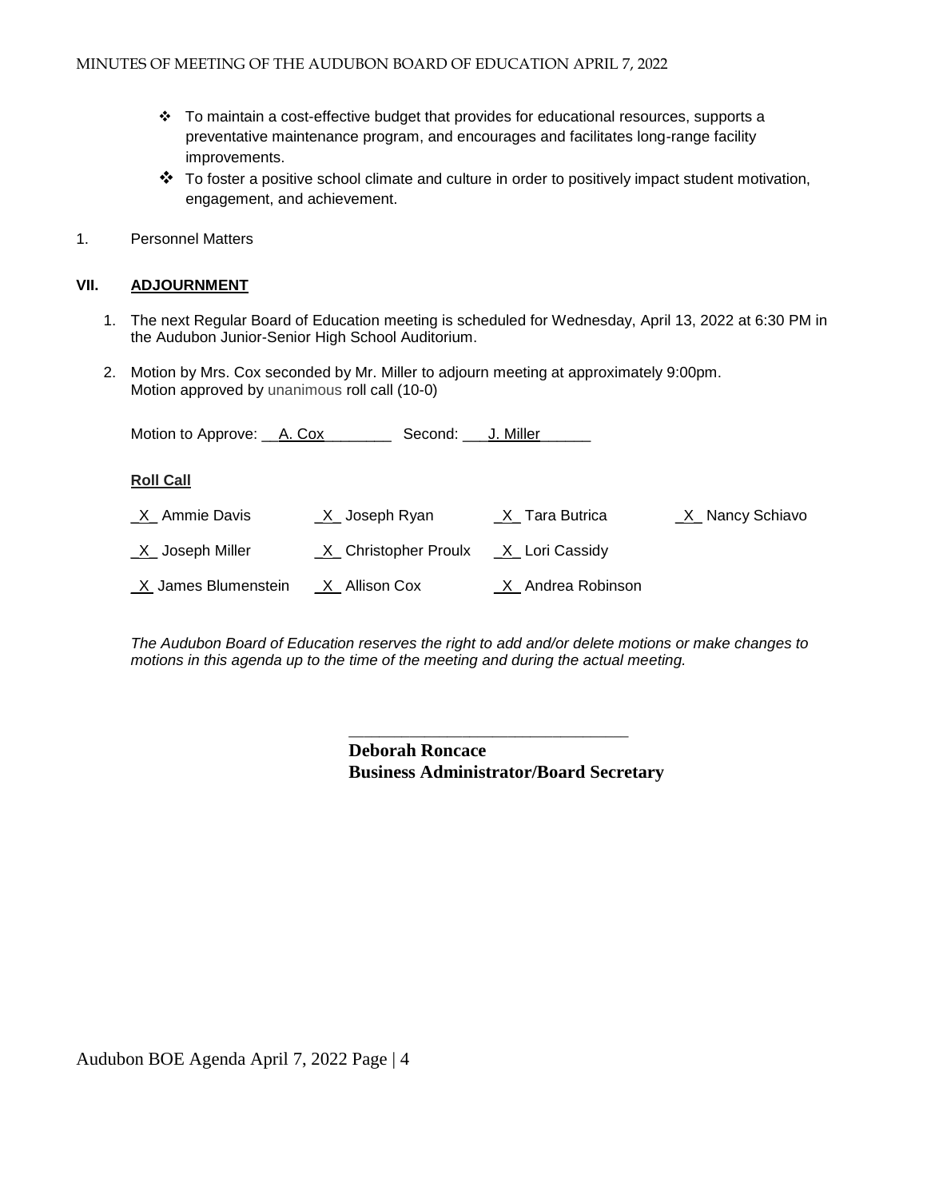- ❖ To maintain a cost-effective budget that provides for educational resources, supports a preventative maintenance program, and encourages and facilitates long-range facility improvements.
- ❖ To foster a positive school climate and culture in order to positively impact student motivation, engagement, and achievement.

1. Personnel Matters

## VII. ADJOURNMENT

1. The next Regular Board of Education meeting is scheduled for Wednesday, April 13, 2022 at 6:30 PM in the Audubon Junior-Senior High School Auditorium.
2. Motion by Mrs. Cox seconded by Mr. Miller to adjourn meeting at approximately 9:00pm. Motion approved by unanimous roll call (10-0)

Motion to Approve: __A. Cox________ Second: ___J. Miller______

**Roll Call**

| | | | |
|---|---|---|---|
| _X_ Ammie Davis | _X_ Joseph Ryan | _X_ Tara Butrica | _X_ Nancy Schiavo |
| _X_ Joseph Miller | _X_ Christopher Proulx | _X_ Lori Cassidy | |
| _X_ James Blumenstein | _X_ Allison Cox | _X_ Andrea Robinson | |

*The Audubon Board of Education reserves the right to add and/or delete motions or make changes to motions in this agenda up to the time of the meeting and during the actual meeting.*

\_\_\_\_\_\_\_\_\_\_\_\_\_\_\_\_\_\_\_\_\_\_\_\_\_\_\_\_\_\_\_\_

**Deborah Roncace**
**Business Administrator/Board Secretary**